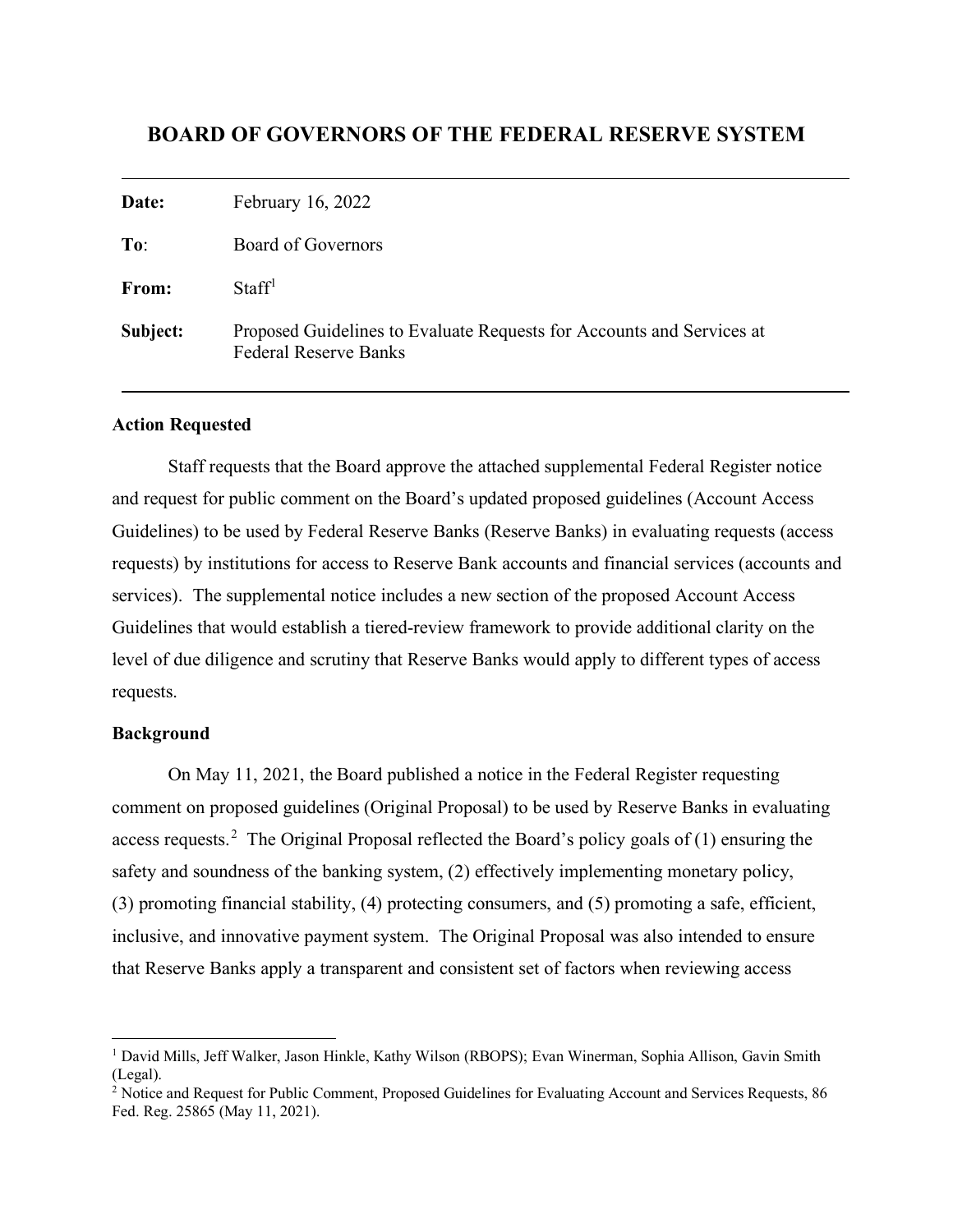# BOARD OF GOVERNORS OF THE FEDERAL RESERVE SYSTEM

| | |
|---|---|
| **Date:** | February 16, 2022 |
| **To**: | Board of Governors |
| **From:** | Staff[1] |
| **Subject:** | Proposed Guidelines to Evaluate Requests for Accounts and Services at Federal Reserve Banks |

### Action Requested

Staff requests that the Board approve the attached supplemental Federal Register notice and request for public comment on the Board's updated proposed guidelines (Account Access Guidelines) to be used by Federal Reserve Banks (Reserve Banks) in evaluating requests (access requests) by institutions for access to Reserve Bank accounts and financial services (accounts and services). The supplemental notice includes a new section of the proposed Account Access Guidelines that would establish a tiered-review framework to provide additional clarity on the level of due diligence and scrutiny that Reserve Banks would apply to different types of access requests.

### Background

On May 11, 2021, the Board published a notice in the Federal Register requesting comment on proposed guidelines (Original Proposal) to be used by Reserve Banks in evaluating access requests.[2] The Original Proposal reflected the Board's policy goals of (1) ensuring the safety and soundness of the banking system, (2) effectively implementing monetary policy, (3) promoting financial stability, (4) protecting consumers, and (5) promoting a safe, efficient, inclusive, and innovative payment system. The Original Proposal was also intended to ensure that Reserve Banks apply a transparent and consistent set of factors when reviewing access

---

[1] David Mills, Jeff Walker, Jason Hinkle, Kathy Wilson (RBOPS); Evan Winerman, Sophia Allison, Gavin Smith (Legal).

[2] Notice and Request for Public Comment, Proposed Guidelines for Evaluating Account and Services Requests, 86 Fed. Reg. 25865 (May 11, 2021).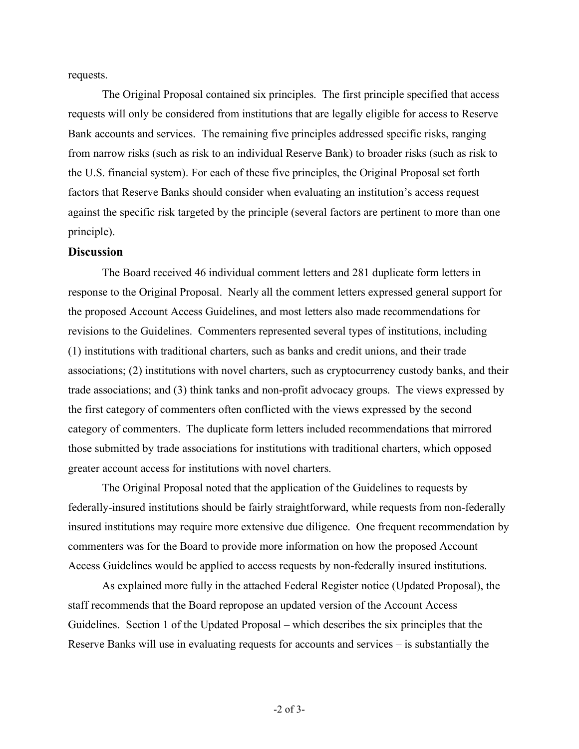requests.

The Original Proposal contained six principles. The first principle specified that access requests will only be considered from institutions that are legally eligible for access to Reserve Bank accounts and services. The remaining five principles addressed specific risks, ranging from narrow risks (such as risk to an individual Reserve Bank) to broader risks (such as risk to the U.S. financial system). For each of these five principles, the Original Proposal set forth factors that Reserve Banks should consider when evaluating an institution's access request against the specific risk targeted by the principle (several factors are pertinent to more than one principle).

## Discussion

The Board received 46 individual comment letters and 281 duplicate form letters in response to the Original Proposal. Nearly all the comment letters expressed general support for the proposed Account Access Guidelines, and most letters also made recommendations for revisions to the Guidelines. Commenters represented several types of institutions, including (1) institutions with traditional charters, such as banks and credit unions, and their trade associations; (2) institutions with novel charters, such as cryptocurrency custody banks, and their trade associations; and (3) think tanks and non-profit advocacy groups. The views expressed by the first category of commenters often conflicted with the views expressed by the second category of commenters. The duplicate form letters included recommendations that mirrored those submitted by trade associations for institutions with traditional charters, which opposed greater account access for institutions with novel charters.

The Original Proposal noted that the application of the Guidelines to requests by federally-insured institutions should be fairly straightforward, while requests from non-federally insured institutions may require more extensive due diligence. One frequent recommendation by commenters was for the Board to provide more information on how the proposed Account Access Guidelines would be applied to access requests by non-federally insured institutions.

As explained more fully in the attached Federal Register notice (Updated Proposal), the staff recommends that the Board repropose an updated version of the Account Access Guidelines. Section 1 of the Updated Proposal – which describes the six principles that the Reserve Banks will use in evaluating requests for accounts and services – is substantially the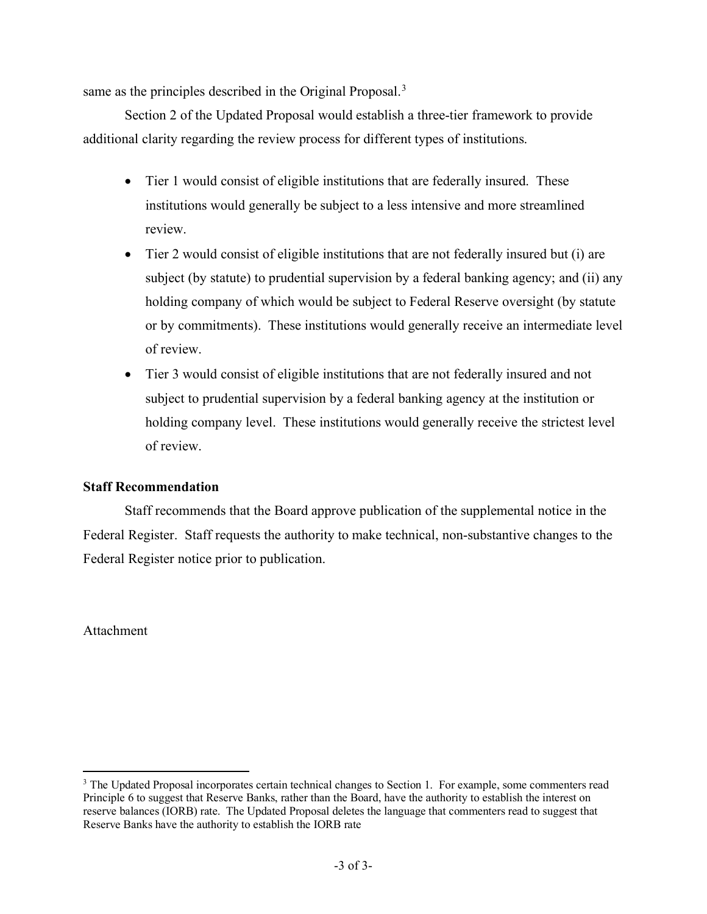same as the principles described in the Original Proposal.[3]

Section 2 of the Updated Proposal would establish a three-tier framework to provide additional clarity regarding the review process for different types of institutions.

- Tier 1 would consist of eligible institutions that are federally insured. These institutions would generally be subject to a less intensive and more streamlined review.
- Tier 2 would consist of eligible institutions that are not federally insured but (i) are subject (by statute) to prudential supervision by a federal banking agency; and (ii) any holding company of which would be subject to Federal Reserve oversight (by statute or by commitments). These institutions would generally receive an intermediate level of review.
- Tier 3 would consist of eligible institutions that are not federally insured and not subject to prudential supervision by a federal banking agency at the institution or holding company level. These institutions would generally receive the strictest level of review.

**Staff Recommendation**

Staff recommends that the Board approve publication of the supplemental notice in the Federal Register. Staff requests the authority to make technical, non-substantive changes to the Federal Register notice prior to publication.

Attachment

---

[3] The Updated Proposal incorporates certain technical changes to Section 1. For example, some commenters read Principle 6 to suggest that Reserve Banks, rather than the Board, have the authority to establish the interest on reserve balances (IORB) rate. The Updated Proposal deletes the language that commenters read to suggest that Reserve Banks have the authority to establish the IORB rate